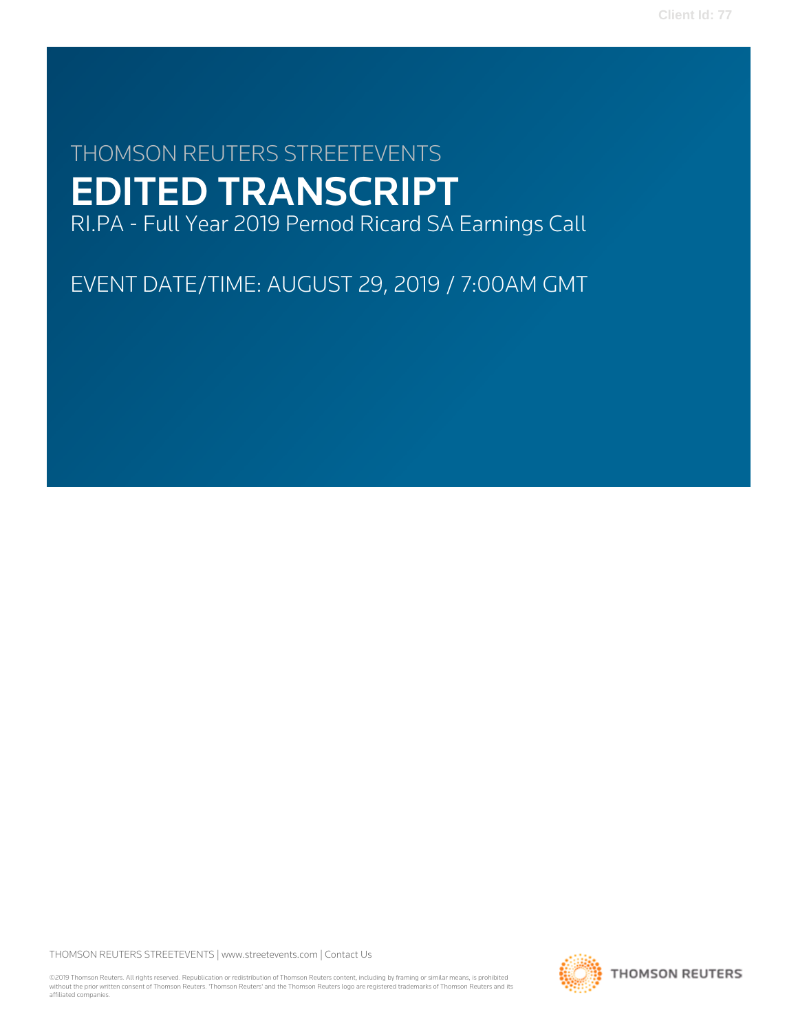# THOMSON REUTERS STREETEVENTS

# EDITED TRANSCRIPT

RI.PA - Full Year 2019 Pernod Ricard SA Earnings Call

EVENT DATE/TIME: AUGUST 29, 2019 / 7:00AM GMT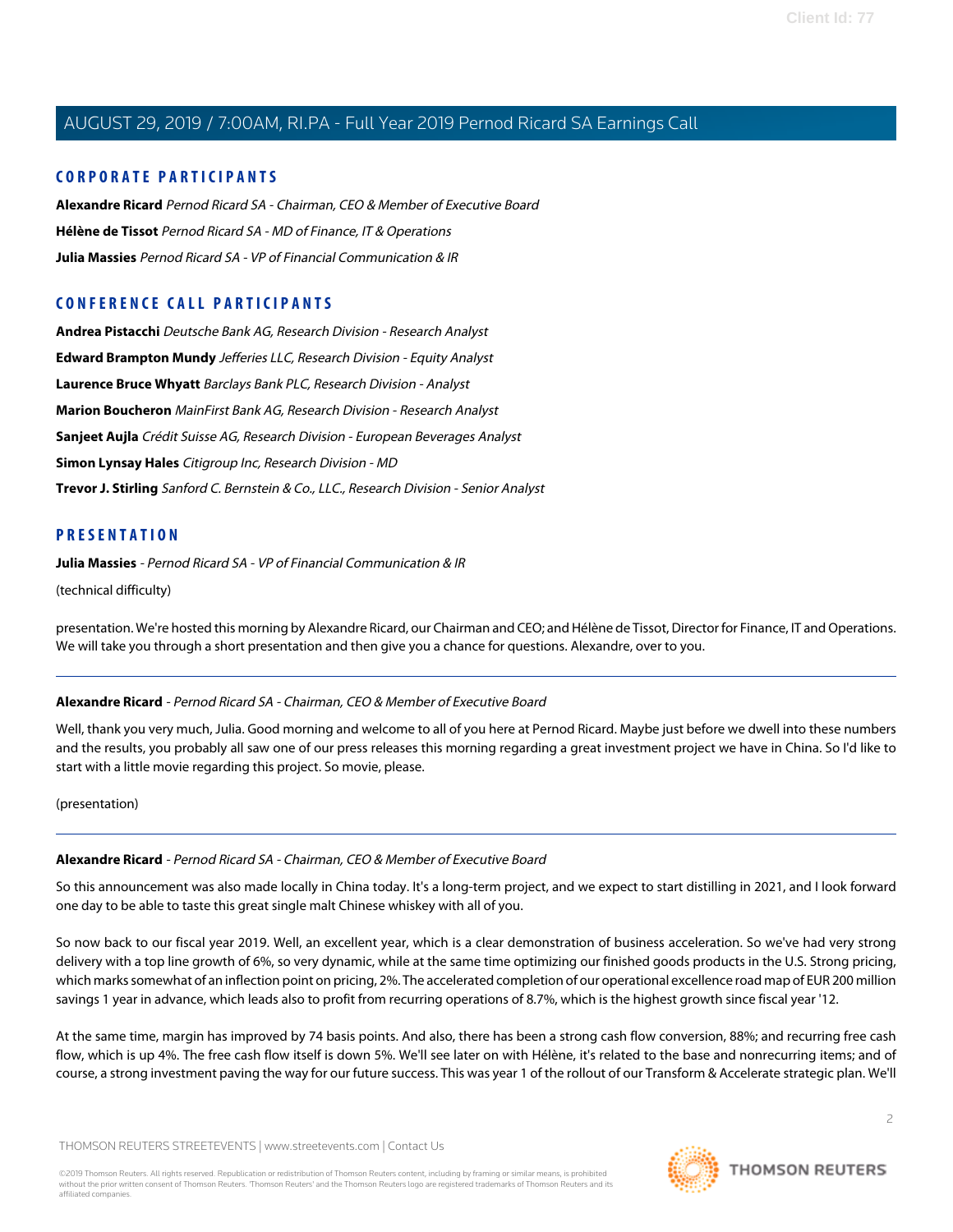## CORPORATE PARTICIPANTS

**Alexandre Ricard** *Pernod Ricard SA - Chairman, CEO & Member of Executive Board*

**Hélène de Tissot** *Pernod Ricard SA - MD of Finance, IT & Operations*

**Julia Massies** *Pernod Ricard SA - VP of Financial Communication & IR*

## CONFERENCE CALL PARTICIPANTS

**Andrea Pistacchi** *Deutsche Bank AG, Research Division - Research Analyst*

**Edward Brampton Mundy** *Jefferies LLC, Research Division - Equity Analyst*

**Laurence Bruce Whyatt** *Barclays Bank PLC, Research Division - Analyst*

**Marion Boucheron** *MainFirst Bank AG, Research Division - Research Analyst*

**Sanjeet Aujla** *Crédit Suisse AG, Research Division - European Beverages Analyst*

**Simon Lynsay Hales** *Citigroup Inc, Research Division - MD*

**Trevor J. Stirling** *Sanford C. Bernstein & Co., LLC., Research Division - Senior Analyst*

## PRESENTATION

**Julia Massies** - *Pernod Ricard SA - VP of Financial Communication & IR*

(technical difficulty)

presentation. We're hosted this morning by Alexandre Ricard, our Chairman and CEO; and Hélène de Tissot, Director for Finance, IT and Operations. We will take you through a short presentation and then give you a chance for questions. Alexandre, over to you.

---

**Alexandre Ricard** - *Pernod Ricard SA - Chairman, CEO & Member of Executive Board*

Well, thank you very much, Julia. Good morning and welcome to all of you here at Pernod Ricard. Maybe just before we dwell into these numbers and the results, you probably all saw one of our press releases this morning regarding a great investment project we have in China. So I'd like to start with a little movie regarding this project. So movie, please.

(presentation)

---

**Alexandre Ricard** - *Pernod Ricard SA - Chairman, CEO & Member of Executive Board*

So this announcement was also made locally in China today. It's a long-term project, and we expect to start distilling in 2021, and I look forward one day to be able to taste this great single malt Chinese whiskey with all of you.

So now back to our fiscal year 2019. Well, an excellent year, which is a clear demonstration of business acceleration. So we've had very strong delivery with a top line growth of 6%, so very dynamic, while at the same time optimizing our finished goods products in the U.S. Strong pricing, which marks somewhat of an inflection point on pricing, 2%. The accelerated completion of our operational excellence road map of EUR 200 million savings 1 year in advance, which leads also to profit from recurring operations of 8.7%, which is the highest growth since fiscal year '12.

At the same time, margin has improved by 74 basis points. And also, there has been a strong cash flow conversion, 88%; and recurring free cash flow, which is up 4%. The free cash flow itself is down 5%. We'll see later on with Hélène, it's related to the base and nonrecurring items; and of course, a strong investment paving the way for our future success. This was year 1 of the rollout of our Transform & Accelerate strategic plan. We'll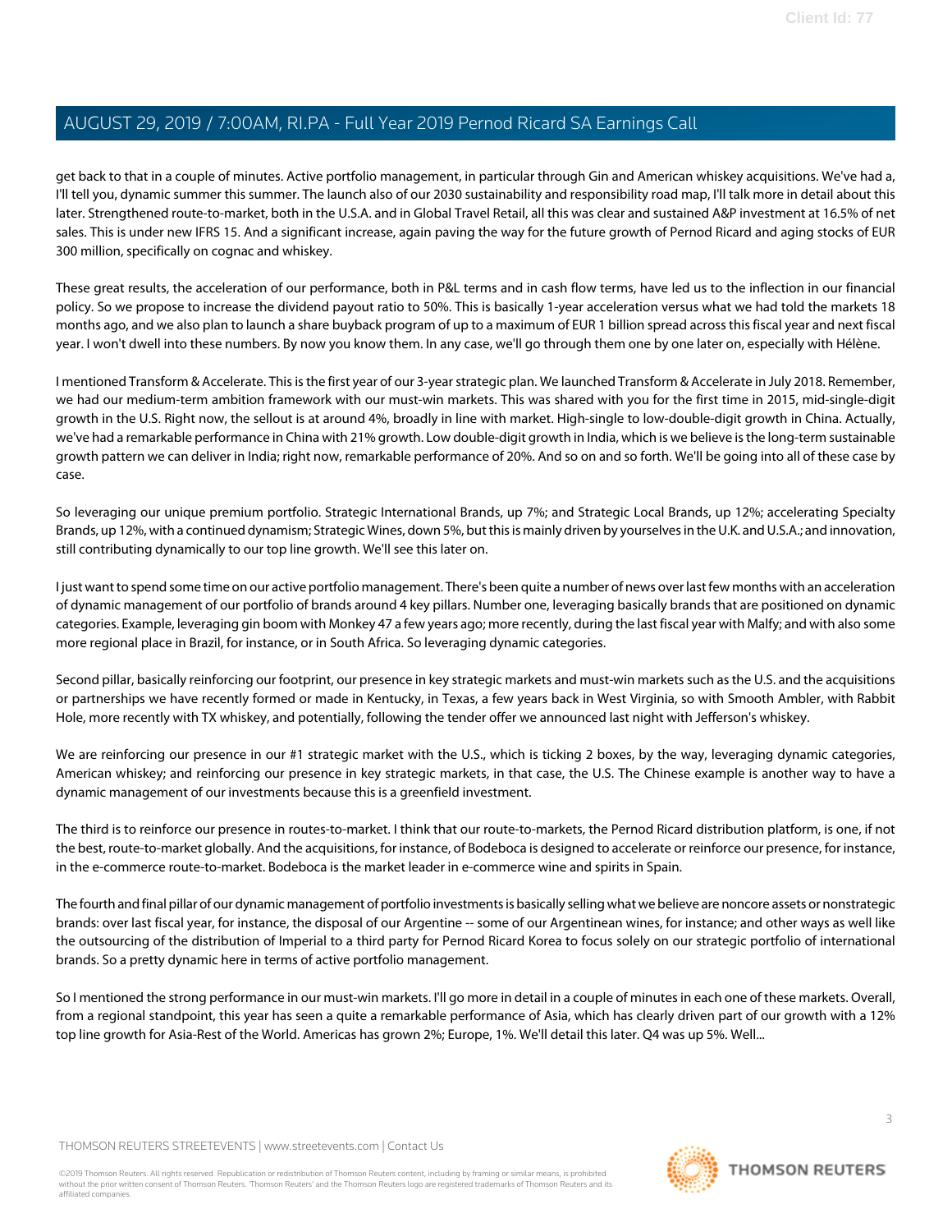get back to that in a couple of minutes. Active portfolio management, in particular through Gin and American whiskey acquisitions. We've had a, I'll tell you, dynamic summer this summer. The launch also of our 2030 sustainability and responsibility road map, I'll talk more in detail about this later. Strengthened route-to-market, both in the U.S.A. and in Global Travel Retail, all this was clear and sustained A&P investment at 16.5% of net sales. This is under new IFRS 15. And a significant increase, again paving the way for the future growth of Pernod Ricard and aging stocks of EUR 300 million, specifically on cognac and whiskey.

These great results, the acceleration of our performance, both in P&L terms and in cash flow terms, have led us to the inflection in our financial policy. So we propose to increase the dividend payout ratio to 50%. This is basically 1-year acceleration versus what we had told the markets 18 months ago, and we also plan to launch a share buyback program of up to a maximum of EUR 1 billion spread across this fiscal year and next fiscal year. I won't dwell into these numbers. By now you know them. In any case, we'll go through them one by one later on, especially with Hélène.

I mentioned Transform & Accelerate. This is the first year of our 3-year strategic plan. We launched Transform & Accelerate in July 2018. Remember, we had our medium-term ambition framework with our must-win markets. This was shared with you for the first time in 2015, mid-single-digit growth in the U.S. Right now, the sellout is at around 4%, broadly in line with market. High-single to low-double-digit growth in China. Actually, we've had a remarkable performance in China with 21% growth. Low double-digit growth in India, which is we believe is the long-term sustainable growth pattern we can deliver in India; right now, remarkable performance of 20%. And so on and so forth. We'll be going into all of these case by case.

So leveraging our unique premium portfolio. Strategic International Brands, up 7%; and Strategic Local Brands, up 12%; accelerating Specialty Brands, up 12%, with a continued dynamism; Strategic Wines, down 5%, but this is mainly driven by yourselves in the U.K. and U.S.A.; and innovation, still contributing dynamically to our top line growth. We'll see this later on.

I just want to spend some time on our active portfolio management. There's been quite a number of news over last few months with an acceleration of dynamic management of our portfolio of brands around 4 key pillars. Number one, leveraging basically brands that are positioned on dynamic categories. Example, leveraging gin boom with Monkey 47 a few years ago; more recently, during the last fiscal year with Malfy; and with also some more regional place in Brazil, for instance, or in South Africa. So leveraging dynamic categories.

Second pillar, basically reinforcing our footprint, our presence in key strategic markets and must-win markets such as the U.S. and the acquisitions or partnerships we have recently formed or made in Kentucky, in Texas, a few years back in West Virginia, so with Smooth Ambler, with Rabbit Hole, more recently with TX whiskey, and potentially, following the tender offer we announced last night with Jefferson's whiskey.

We are reinforcing our presence in our #1 strategic market with the U.S., which is ticking 2 boxes, by the way, leveraging dynamic categories, American whiskey; and reinforcing our presence in key strategic markets, in that case, the U.S. The Chinese example is another way to have a dynamic management of our investments because this is a greenfield investment.

The third is to reinforce our presence in routes-to-market. I think that our route-to-markets, the Pernod Ricard distribution platform, is one, if not the best, route-to-market globally. And the acquisitions, for instance, of Bodeboca is designed to accelerate or reinforce our presence, for instance, in the e-commerce route-to-market. Bodeboca is the market leader in e-commerce wine and spirits in Spain.

The fourth and final pillar of our dynamic management of portfolio investments is basically selling what we believe are noncore assets or nonstrategic brands: over last fiscal year, for instance, the disposal of our Argentine -- some of our Argentinean wines, for instance; and other ways as well like the outsourcing of the distribution of Imperial to a third party for Pernod Ricard Korea to focus solely on our strategic portfolio of international brands. So a pretty dynamic here in terms of active portfolio management.

So I mentioned the strong performance in our must-win markets. I'll go more in detail in a couple of minutes in each one of these markets. Overall, from a regional standpoint, this year has seen a quite a remarkable performance of Asia, which has clearly driven part of our growth with a 12% top line growth for Asia-Rest of the World. Americas has grown 2%; Europe, 1%. We'll detail this later. Q4 was up 5%. Well...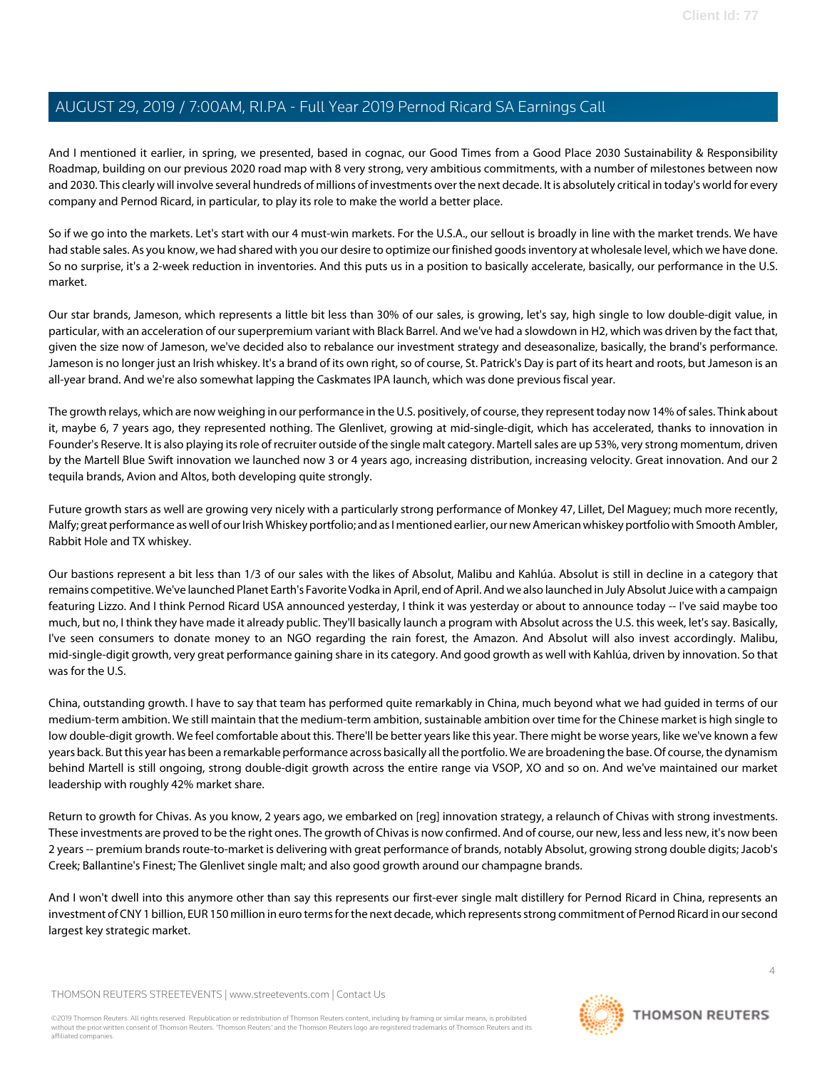And I mentioned it earlier, in spring, we presented, based in cognac, our Good Times from a Good Place 2030 Sustainability & Responsibility Roadmap, building on our previous 2020 road map with 8 very strong, very ambitious commitments, with a number of milestones between now and 2030. This clearly will involve several hundreds of millions of investments over the next decade. It is absolutely critical in today's world for every company and Pernod Ricard, in particular, to play its role to make the world a better place.

So if we go into the markets. Let's start with our 4 must-win markets. For the U.S.A., our sellout is broadly in line with the market trends. We have had stable sales. As you know, we had shared with you our desire to optimize our finished goods inventory at wholesale level, which we have done. So no surprise, it's a 2-week reduction in inventories. And this puts us in a position to basically accelerate, basically, our performance in the U.S. market.

Our star brands, Jameson, which represents a little bit less than 30% of our sales, is growing, let's say, high single to low double-digit value, in particular, with an acceleration of our superpremium variant with Black Barrel. And we've had a slowdown in H2, which was driven by the fact that, given the size now of Jameson, we've decided also to rebalance our investment strategy and deseasonalize, basically, the brand's performance. Jameson is no longer just an Irish whiskey. It's a brand of its own right, so of course, St. Patrick's Day is part of its heart and roots, but Jameson is an all-year brand. And we're also somewhat lapping the Caskmates IPA launch, which was done previous fiscal year.

The growth relays, which are now weighing in our performance in the U.S. positively, of course, they represent today now 14% of sales. Think about it, maybe 6, 7 years ago, they represented nothing. The Glenlivet, growing at mid-single-digit, which has accelerated, thanks to innovation in Founder's Reserve. It is also playing its role of recruiter outside of the single malt category. Martell sales are up 53%, very strong momentum, driven by the Martell Blue Swift innovation we launched now 3 or 4 years ago, increasing distribution, increasing velocity. Great innovation. And our 2 tequila brands, Avion and Altos, both developing quite strongly.

Future growth stars as well are growing very nicely with a particularly strong performance of Monkey 47, Lillet, Del Maguey; much more recently, Malfy; great performance as well of our Irish Whiskey portfolio; and as I mentioned earlier, our new American whiskey portfolio with Smooth Ambler, Rabbit Hole and TX whiskey.

Our bastions represent a bit less than 1/3 of our sales with the likes of Absolut, Malibu and Kahlúa. Absolut is still in decline in a category that remains competitive. We've launched Planet Earth's Favorite Vodka in April, end of April. And we also launched in July Absolut Juice with a campaign featuring Lizzo. And I think Pernod Ricard USA announced yesterday, I think it was yesterday or about to announce today -- I've said maybe too much, but no, I think they have made it already public. They'll basically launch a program with Absolut across the U.S. this week, let's say. Basically, I've seen consumers to donate money to an NGO regarding the rain forest, the Amazon. And Absolut will also invest accordingly. Malibu, mid-single-digit growth, very great performance gaining share in its category. And good growth as well with Kahlúa, driven by innovation. So that was for the U.S.

China, outstanding growth. I have to say that team has performed quite remarkably in China, much beyond what we had guided in terms of our medium-term ambition. We still maintain that the medium-term ambition, sustainable ambition over time for the Chinese market is high single to low double-digit growth. We feel comfortable about this. There'll be better years like this year. There might be worse years, like we've known a few years back. But this year has been a remarkable performance across basically all the portfolio. We are broadening the base. Of course, the dynamism behind Martell is still ongoing, strong double-digit growth across the entire range via VSOP, XO and so on. And we've maintained our market leadership with roughly 42% market share.

Return to growth for Chivas. As you know, 2 years ago, we embarked on [reg] innovation strategy, a relaunch of Chivas with strong investments. These investments are proved to be the right ones. The growth of Chivas is now confirmed. And of course, our new, less and less new, it's now been 2 years -- premium brands route-to-market is delivering with great performance of brands, notably Absolut, growing strong double digits; Jacob's Creek; Ballantine's Finest; The Glenlivet single malt; and also good growth around our champagne brands.

And I won't dwell into this anymore other than say this represents our first-ever single malt distillery for Pernod Ricard in China, represents an investment of CNY 1 billion, EUR 150 million in euro terms for the next decade, which represents strong commitment of Pernod Ricard in our second largest key strategic market.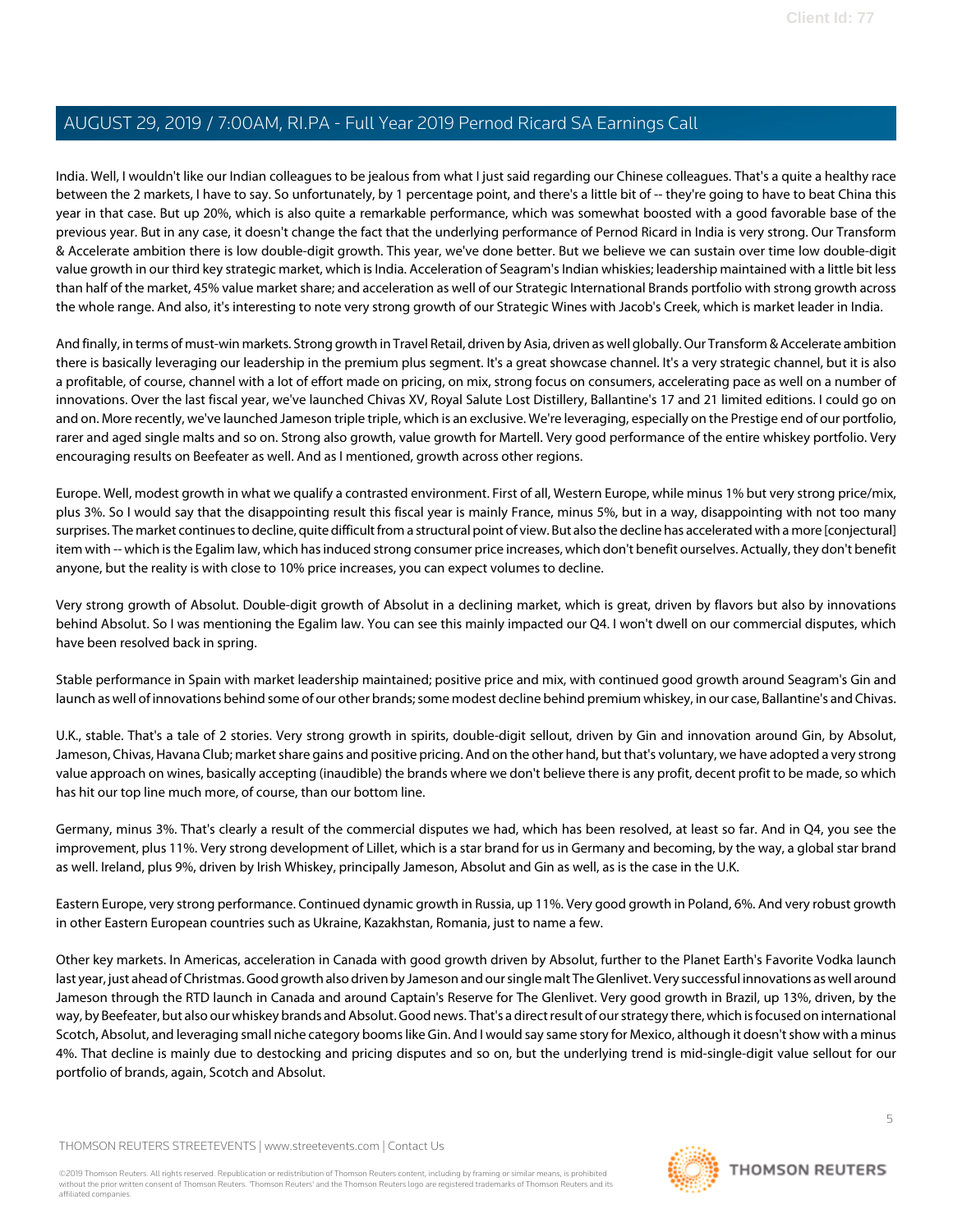India. Well, I wouldn't like our Indian colleagues to be jealous from what I just said regarding our Chinese colleagues. That's a quite a healthy race between the 2 markets, I have to say. So unfortunately, by 1 percentage point, and there's a little bit of -- they're going to have to beat China this year in that case. But up 20%, which is also quite a remarkable performance, which was somewhat boosted with a good favorable base of the previous year. But in any case, it doesn't change the fact that the underlying performance of Pernod Ricard in India is very strong. Our Transform & Accelerate ambition there is low double-digit growth. This year, we've done better. But we believe we can sustain over time low double-digit value growth in our third key strategic market, which is India. Acceleration of Seagram's Indian whiskies; leadership maintained with a little bit less than half of the market, 45% value market share; and acceleration as well of our Strategic International Brands portfolio with strong growth across the whole range. And also, it's interesting to note very strong growth of our Strategic Wines with Jacob's Creek, which is market leader in India.

And finally, in terms of must-win markets. Strong growth in Travel Retail, driven by Asia, driven as well globally. Our Transform & Accelerate ambition there is basically leveraging our leadership in the premium plus segment. It's a great showcase channel. It's a very strategic channel, but it is also a profitable, of course, channel with a lot of effort made on pricing, on mix, strong focus on consumers, accelerating pace as well on a number of innovations. Over the last fiscal year, we've launched Chivas XV, Royal Salute Lost Distillery, Ballantine's 17 and 21 limited editions. I could go on and on. More recently, we've launched Jameson triple triple, which is an exclusive. We're leveraging, especially on the Prestige end of our portfolio, rarer and aged single malts and so on. Strong also growth, value growth for Martell. Very good performance of the entire whiskey portfolio. Very encouraging results on Beefeater as well. And as I mentioned, growth across other regions.

Europe. Well, modest growth in what we qualify a contrasted environment. First of all, Western Europe, while minus 1% but very strong price/mix, plus 3%. So I would say that the disappointing result this fiscal year is mainly France, minus 5%, but in a way, disappointing with not too many surprises. The market continues to decline, quite difficult from a structural point of view. But also the decline has accelerated with a more [conjectural] item with -- which is the Egalim law, which has induced strong consumer price increases, which don't benefit ourselves. Actually, they don't benefit anyone, but the reality is with close to 10% price increases, you can expect volumes to decline.

Very strong growth of Absolut. Double-digit growth of Absolut in a declining market, which is great, driven by flavors but also by innovations behind Absolut. So I was mentioning the Egalim law. You can see this mainly impacted our Q4. I won't dwell on our commercial disputes, which have been resolved back in spring.

Stable performance in Spain with market leadership maintained; positive price and mix, with continued good growth around Seagram's Gin and launch as well of innovations behind some of our other brands; some modest decline behind premium whiskey, in our case, Ballantine's and Chivas.

U.K., stable. That's a tale of 2 stories. Very strong growth in spirits, double-digit sellout, driven by Gin and innovation around Gin, by Absolut, Jameson, Chivas, Havana Club; market share gains and positive pricing. And on the other hand, but that's voluntary, we have adopted a very strong value approach on wines, basically accepting (inaudible) the brands where we don't believe there is any profit, decent profit to be made, so which has hit our top line much more, of course, than our bottom line.

Germany, minus 3%. That's clearly a result of the commercial disputes we had, which has been resolved, at least so far. And in Q4, you see the improvement, plus 11%. Very strong development of Lillet, which is a star brand for us in Germany and becoming, by the way, a global star brand as well. Ireland, plus 9%, driven by Irish Whiskey, principally Jameson, Absolut and Gin as well, as is the case in the U.K.

Eastern Europe, very strong performance. Continued dynamic growth in Russia, up 11%. Very good growth in Poland, 6%. And very robust growth in other Eastern European countries such as Ukraine, Kazakhstan, Romania, just to name a few.

Other key markets. In Americas, acceleration in Canada with good growth driven by Absolut, further to the Planet Earth's Favorite Vodka launch last year, just ahead of Christmas. Good growth also driven by Jameson and our single malt The Glenlivet. Very successful innovations as well around Jameson through the RTD launch in Canada and around Captain's Reserve for The Glenlivet. Very good growth in Brazil, up 13%, driven, by the way, by Beefeater, but also our whiskey brands and Absolut. Good news. That's a direct result of our strategy there, which is focused on international Scotch, Absolut, and leveraging small niche category booms like Gin. And I would say same story for Mexico, although it doesn't show with a minus 4%. That decline is mainly due to destocking and pricing disputes and so on, but the underlying trend is mid-single-digit value sellout for our portfolio of brands, again, Scotch and Absolut.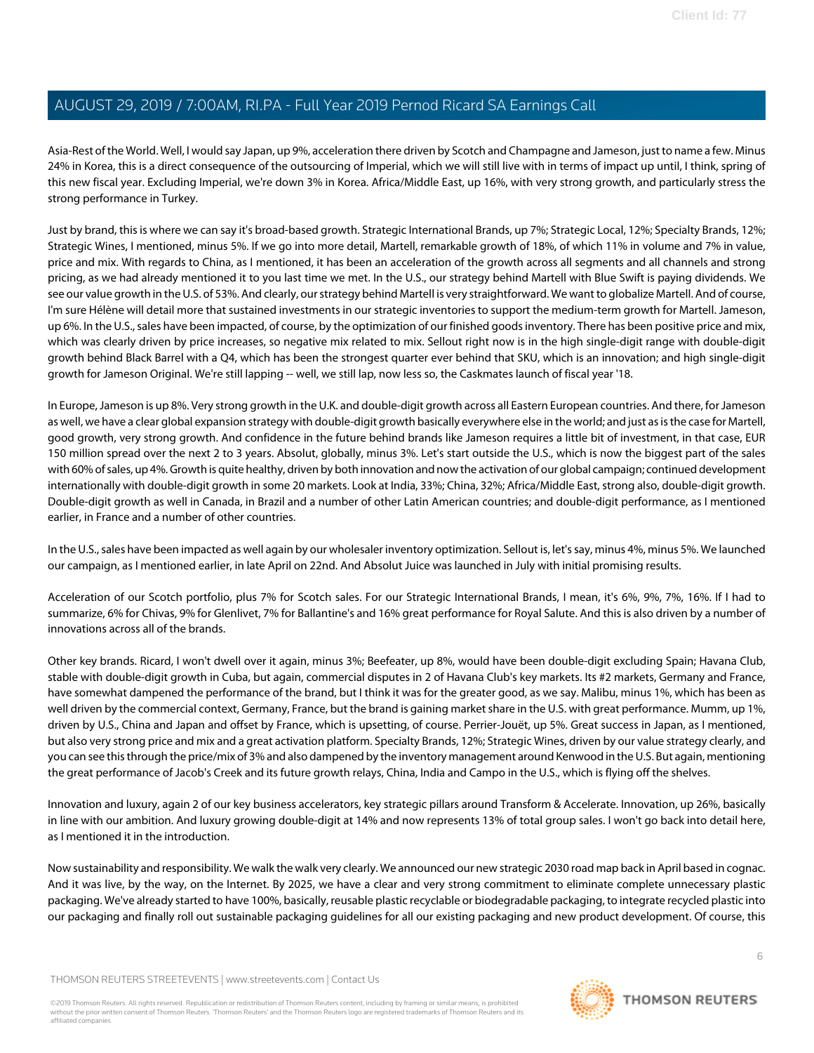Asia-Rest of the World. Well, I would say Japan, up 9%, acceleration there driven by Scotch and Champagne and Jameson, just to name a few. Minus 24% in Korea, this is a direct consequence of the outsourcing of Imperial, which we will still live with in terms of impact up until, I think, spring of this new fiscal year. Excluding Imperial, we're down 3% in Korea. Africa/Middle East, up 16%, with very strong growth, and particularly stress the strong performance in Turkey.

Just by brand, this is where we can say it's broad-based growth. Strategic International Brands, up 7%; Strategic Local, 12%; Specialty Brands, 12%; Strategic Wines, I mentioned, minus 5%. If we go into more detail, Martell, remarkable growth of 18%, of which 11% in volume and 7% in value, price and mix. With regards to China, as I mentioned, it has been an acceleration of the growth across all segments and all channels and strong pricing, as we had already mentioned it to you last time we met. In the U.S., our strategy behind Martell with Blue Swift is paying dividends. We see our value growth in the U.S. of 53%. And clearly, our strategy behind Martell is very straightforward. We want to globalize Martell. And of course, I'm sure Hélène will detail more that sustained investments in our strategic inventories to support the medium-term growth for Martell. Jameson, up 6%. In the U.S., sales have been impacted, of course, by the optimization of our finished goods inventory. There has been positive price and mix, which was clearly driven by price increases, so negative mix related to mix. Sellout right now is in the high single-digit range with double-digit growth behind Black Barrel with a Q4, which has been the strongest quarter ever behind that SKU, which is an innovation; and high single-digit growth for Jameson Original. We're still lapping -- well, we still lap, now less so, the Caskmates launch of fiscal year '18.

In Europe, Jameson is up 8%. Very strong growth in the U.K. and double-digit growth across all Eastern European countries. And there, for Jameson as well, we have a clear global expansion strategy with double-digit growth basically everywhere else in the world; and just as is the case for Martell, good growth, very strong growth. And confidence in the future behind brands like Jameson requires a little bit of investment, in that case, EUR 150 million spread over the next 2 to 3 years. Absolut, globally, minus 3%. Let's start outside the U.S., which is now the biggest part of the sales with 60% of sales, up 4%. Growth is quite healthy, driven by both innovation and now the activation of our global campaign; continued development internationally with double-digit growth in some 20 markets. Look at India, 33%; China, 32%; Africa/Middle East, strong also, double-digit growth. Double-digit growth as well in Canada, in Brazil and a number of other Latin American countries; and double-digit performance, as I mentioned earlier, in France and a number of other countries.

In the U.S., sales have been impacted as well again by our wholesaler inventory optimization. Sellout is, let's say, minus 4%, minus 5%. We launched our campaign, as I mentioned earlier, in late April on 22nd. And Absolut Juice was launched in July with initial promising results.

Acceleration of our Scotch portfolio, plus 7% for Scotch sales. For our Strategic International Brands, I mean, it's 6%, 9%, 7%, 16%. If I had to summarize, 6% for Chivas, 9% for Glenlivet, 7% for Ballantine's and 16% great performance for Royal Salute. And this is also driven by a number of innovations across all of the brands.

Other key brands. Ricard, I won't dwell over it again, minus 3%; Beefeater, up 8%, would have been double-digit excluding Spain; Havana Club, stable with double-digit growth in Cuba, but again, commercial disputes in 2 of Havana Club's key markets. Its #2 markets, Germany and France, have somewhat dampened the performance of the brand, but I think it was for the greater good, as we say. Malibu, minus 1%, which has been as well driven by the commercial context, Germany, France, but the brand is gaining market share in the U.S. with great performance. Mumm, up 1%, driven by U.S., China and Japan and offset by France, which is upsetting, of course. Perrier-Jouët, up 5%. Great success in Japan, as I mentioned, but also very strong price and mix and a great activation platform. Specialty Brands, 12%; Strategic Wines, driven by our value strategy clearly, and you can see this through the price/mix of 3% and also dampened by the inventory management around Kenwood in the U.S. But again, mentioning the great performance of Jacob's Creek and its future growth relays, China, India and Campo in the U.S., which is flying off the shelves.

Innovation and luxury, again 2 of our key business accelerators, key strategic pillars around Transform & Accelerate. Innovation, up 26%, basically in line with our ambition. And luxury growing double-digit at 14% and now represents 13% of total group sales. I won't go back into detail here, as I mentioned it in the introduction.

Now sustainability and responsibility. We walk the walk very clearly. We announced our new strategic 2030 road map back in April based in cognac. And it was live, by the way, on the Internet. By 2025, we have a clear and very strong commitment to eliminate complete unnecessary plastic packaging. We've already started to have 100%, basically, reusable plastic recyclable or biodegradable packaging, to integrate recycled plastic into our packaging and finally roll out sustainable packaging guidelines for all our existing packaging and new product development. Of course, this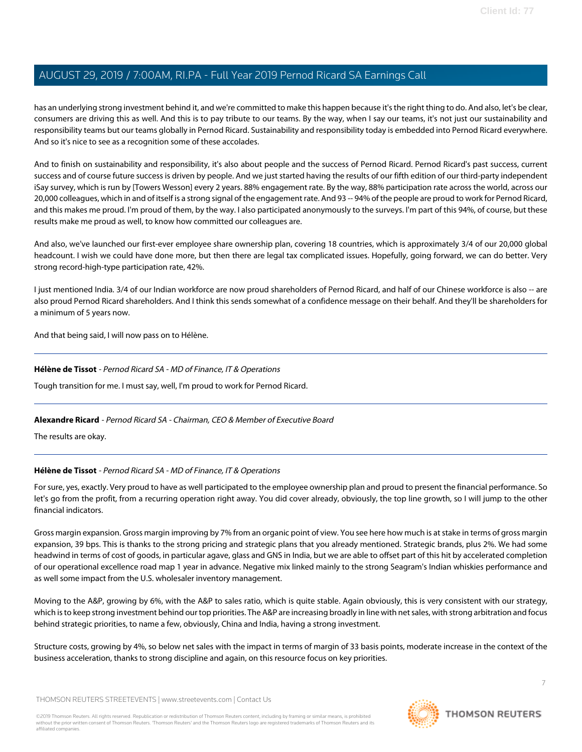has an underlying strong investment behind it, and we're committed to make this happen because it's the right thing to do. And also, let's be clear, consumers are driving this as well. And this is to pay tribute to our teams. By the way, when I say our teams, it's not just our sustainability and responsibility teams but our teams globally in Pernod Ricard. Sustainability and responsibility today is embedded into Pernod Ricard everywhere. And so it's nice to see as a recognition some of these accolades.

And to finish on sustainability and responsibility, it's also about people and the success of Pernod Ricard. Pernod Ricard's past success, current success and of course future success is driven by people. And we just started having the results of our fifth edition of our third-party independent iSay survey, which is run by [Towers Wesson] every 2 years. 88% engagement rate. By the way, 88% participation rate across the world, across our 20,000 colleagues, which in and of itself is a strong signal of the engagement rate. And 93 -- 94% of the people are proud to work for Pernod Ricard, and this makes me proud. I'm proud of them, by the way. I also participated anonymously to the surveys. I'm part of this 94%, of course, but these results make me proud as well, to know how committed our colleagues are.

And also, we've launched our first-ever employee share ownership plan, covering 18 countries, which is approximately 3/4 of our 20,000 global headcount. I wish we could have done more, but then there are legal tax complicated issues. Hopefully, going forward, we can do better. Very strong record-high-type participation rate, 42%.

I just mentioned India. 3/4 of our Indian workforce are now proud shareholders of Pernod Ricard, and half of our Chinese workforce is also -- are also proud Pernod Ricard shareholders. And I think this sends somewhat of a confidence message on their behalf. And they'll be shareholders for a minimum of 5 years now.

And that being said, I will now pass on to Hélène.

---

**Hélène de Tissot** - *Pernod Ricard SA - MD of Finance, IT & Operations*

Tough transition for me. I must say, well, I'm proud to work for Pernod Ricard.

---

**Alexandre Ricard** - *Pernod Ricard SA - Chairman, CEO & Member of Executive Board*

The results are okay.

---

**Hélène de Tissot** - *Pernod Ricard SA - MD of Finance, IT & Operations*

For sure, yes, exactly. Very proud to have as well participated to the employee ownership plan and proud to present the financial performance. So let's go from the profit, from a recurring operation right away. You did cover already, obviously, the top line growth, so I will jump to the other financial indicators.

Gross margin expansion. Gross margin improving by 7% from an organic point of view. You see here how much is at stake in terms of gross margin expansion, 39 bps. This is thanks to the strong pricing and strategic plans that you already mentioned. Strategic brands, plus 2%. We had some headwind in terms of cost of goods, in particular agave, glass and GNS in India, but we are able to offset part of this hit by accelerated completion of our operational excellence road map 1 year in advance. Negative mix linked mainly to the strong Seagram's Indian whiskies performance and as well some impact from the U.S. wholesaler inventory management.

Moving to the A&P, growing by 6%, with the A&P to sales ratio, which is quite stable. Again obviously, this is very consistent with our strategy, which is to keep strong investment behind our top priorities. The A&P are increasing broadly in line with net sales, with strong arbitration and focus behind strategic priorities, to name a few, obviously, China and India, having a strong investment.

Structure costs, growing by 4%, so below net sales with the impact in terms of margin of 33 basis points, moderate increase in the context of the business acceleration, thanks to strong discipline and again, on this resource focus on key priorities.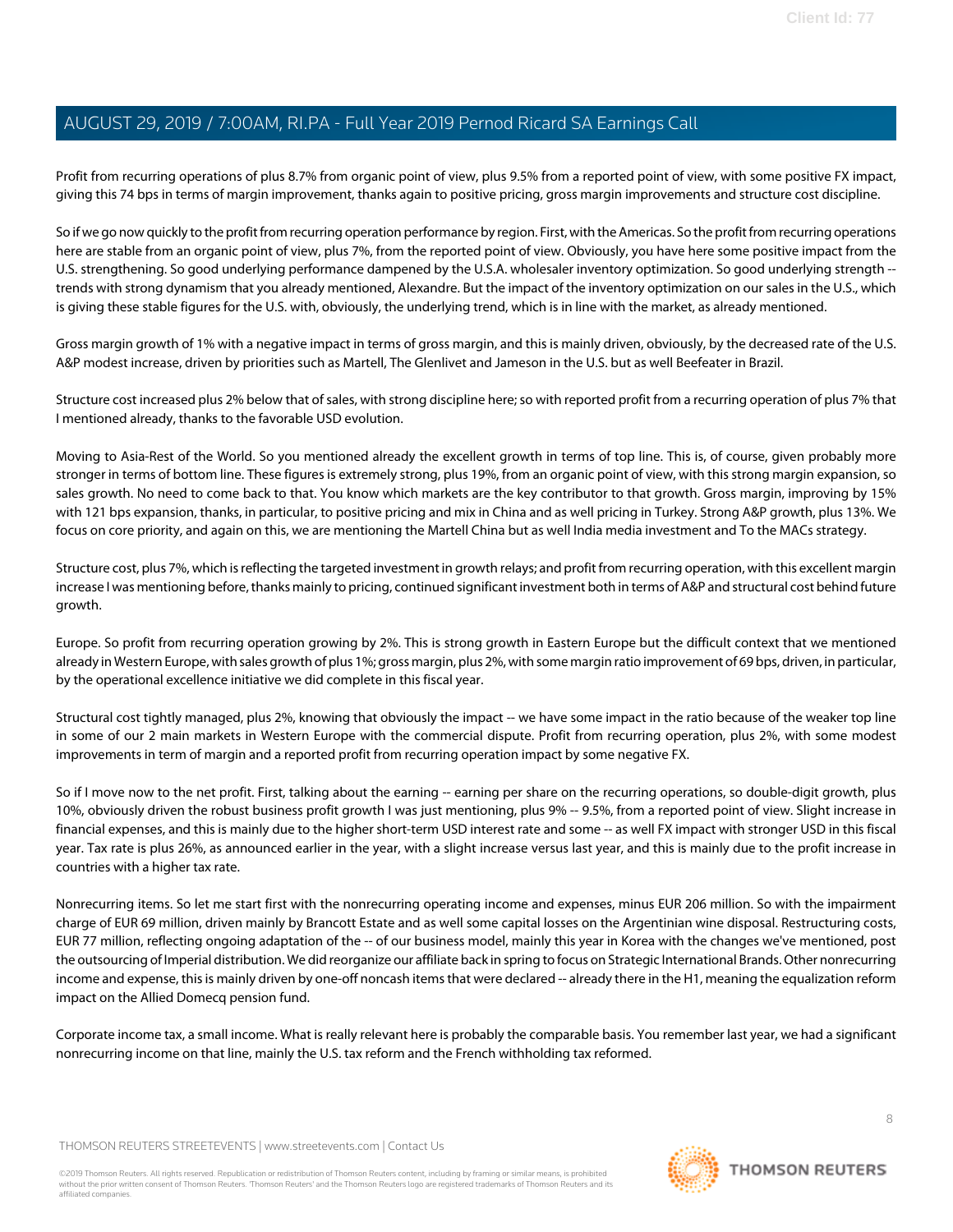Profit from recurring operations of plus 8.7% from organic point of view, plus 9.5% from a reported point of view, with some positive FX impact, giving this 74 bps in terms of margin improvement, thanks again to positive pricing, gross margin improvements and structure cost discipline.

So if we go now quickly to the profit from recurring operation performance by region. First, with the Americas. So the profit from recurring operations here are stable from an organic point of view, plus 7%, from the reported point of view. Obviously, you have here some positive impact from the U.S. strengthening. So good underlying performance dampened by the U.S.A. wholesaler inventory optimization. So good underlying strength -- trends with strong dynamism that you already mentioned, Alexandre. But the impact of the inventory optimization on our sales in the U.S., which is giving these stable figures for the U.S. with, obviously, the underlying trend, which is in line with the market, as already mentioned.

Gross margin growth of 1% with a negative impact in terms of gross margin, and this is mainly driven, obviously, by the decreased rate of the U.S. A&P modest increase, driven by priorities such as Martell, The Glenlivet and Jameson in the U.S. but as well Beefeater in Brazil.

Structure cost increased plus 2% below that of sales, with strong discipline here; so with reported profit from a recurring operation of plus 7% that I mentioned already, thanks to the favorable USD evolution.

Moving to Asia-Rest of the World. So you mentioned already the excellent growth in terms of top line. This is, of course, given probably more stronger in terms of bottom line. These figures is extremely strong, plus 19%, from an organic point of view, with this strong margin expansion, so sales growth. No need to come back to that. You know which markets are the key contributor to that growth. Gross margin, improving by 15% with 121 bps expansion, thanks, in particular, to positive pricing and mix in China and as well pricing in Turkey. Strong A&P growth, plus 13%. We focus on core priority, and again on this, we are mentioning the Martell China but as well India media investment and To the MACs strategy.

Structure cost, plus 7%, which is reflecting the targeted investment in growth relays; and profit from recurring operation, with this excellent margin increase I was mentioning before, thanks mainly to pricing, continued significant investment both in terms of A&P and structural cost behind future growth.

Europe. So profit from recurring operation growing by 2%. This is strong growth in Eastern Europe but the difficult context that we mentioned already in Western Europe, with sales growth of plus 1%; gross margin, plus 2%, with some margin ratio improvement of 69 bps, driven, in particular, by the operational excellence initiative we did complete in this fiscal year.

Structural cost tightly managed, plus 2%, knowing that obviously the impact -- we have some impact in the ratio because of the weaker top line in some of our 2 main markets in Western Europe with the commercial dispute. Profit from recurring operation, plus 2%, with some modest improvements in term of margin and a reported profit from recurring operation impact by some negative FX.

So if I move now to the net profit. First, talking about the earning -- earning per share on the recurring operations, so double-digit growth, plus 10%, obviously driven the robust business profit growth I was just mentioning, plus 9% -- 9.5%, from a reported point of view. Slight increase in financial expenses, and this is mainly due to the higher short-term USD interest rate and some -- as well FX impact with stronger USD in this fiscal year. Tax rate is plus 26%, as announced earlier in the year, with a slight increase versus last year, and this is mainly due to the profit increase in countries with a higher tax rate.

Nonrecurring items. So let me start first with the nonrecurring operating income and expenses, minus EUR 206 million. So with the impairment charge of EUR 69 million, driven mainly by Brancott Estate and as well some capital losses on the Argentinian wine disposal. Restructuring costs, EUR 77 million, reflecting ongoing adaptation of the -- of our business model, mainly this year in Korea with the changes we've mentioned, post the outsourcing of Imperial distribution. We did reorganize our affiliate back in spring to focus on Strategic International Brands. Other nonrecurring income and expense, this is mainly driven by one-off noncash items that were declared -- already there in the H1, meaning the equalization reform impact on the Allied Domecq pension fund.

Corporate income tax, a small income. What is really relevant here is probably the comparable basis. You remember last year, we had a significant nonrecurring income on that line, mainly the U.S. tax reform and the French withholding tax reformed.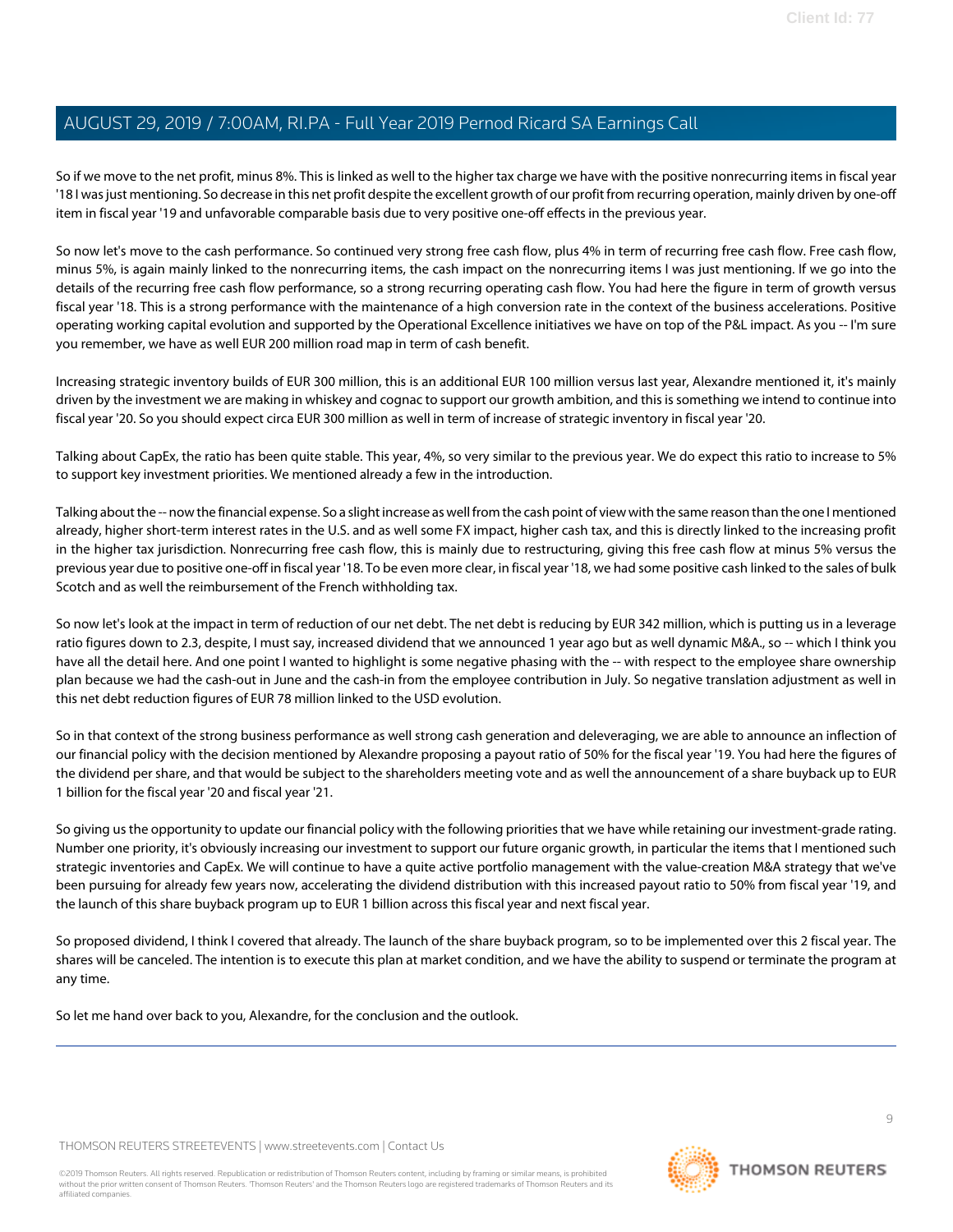So if we move to the net profit, minus 8%. This is linked as well to the higher tax charge we have with the positive nonrecurring items in fiscal year '18 I was just mentioning. So decrease in this net profit despite the excellent growth of our profit from recurring operation, mainly driven by one-off item in fiscal year '19 and unfavorable comparable basis due to very positive one-off effects in the previous year.

So now let's move to the cash performance. So continued very strong free cash flow, plus 4% in term of recurring free cash flow. Free cash flow, minus 5%, is again mainly linked to the nonrecurring items, the cash impact on the nonrecurring items I was just mentioning. If we go into the details of the recurring free cash flow performance, so a strong recurring operating cash flow. You had here the figure in term of growth versus fiscal year '18. This is a strong performance with the maintenance of a high conversion rate in the context of the business accelerations. Positive operating working capital evolution and supported by the Operational Excellence initiatives we have on top of the P&L impact. As you -- I'm sure you remember, we have as well EUR 200 million road map in term of cash benefit.

Increasing strategic inventory builds of EUR 300 million, this is an additional EUR 100 million versus last year, Alexandre mentioned it, it's mainly driven by the investment we are making in whiskey and cognac to support our growth ambition, and this is something we intend to continue into fiscal year '20. So you should expect circa EUR 300 million as well in term of increase of strategic inventory in fiscal year '20.

Talking about CapEx, the ratio has been quite stable. This year, 4%, so very similar to the previous year. We do expect this ratio to increase to 5% to support key investment priorities. We mentioned already a few in the introduction.

Talking about the -- now the financial expense. So a slight increase as well from the cash point of view with the same reason than the one I mentioned already, higher short-term interest rates in the U.S. and as well some FX impact, higher cash tax, and this is directly linked to the increasing profit in the higher tax jurisdiction. Nonrecurring free cash flow, this is mainly due to restructuring, giving this free cash flow at minus 5% versus the previous year due to positive one-off in fiscal year '18. To be even more clear, in fiscal year '18, we had some positive cash linked to the sales of bulk Scotch and as well the reimbursement of the French withholding tax.

So now let's look at the impact in term of reduction of our net debt. The net debt is reducing by EUR 342 million, which is putting us in a leverage ratio figures down to 2.3, despite, I must say, increased dividend that we announced 1 year ago but as well dynamic M&A., so -- which I think you have all the detail here. And one point I wanted to highlight is some negative phasing with the -- with respect to the employee share ownership plan because we had the cash-out in June and the cash-in from the employee contribution in July. So negative translation adjustment as well in this net debt reduction figures of EUR 78 million linked to the USD evolution.

So in that context of the strong business performance as well strong cash generation and deleveraging, we are able to announce an inflection of our financial policy with the decision mentioned by Alexandre proposing a payout ratio of 50% for the fiscal year '19. You had here the figures of the dividend per share, and that would be subject to the shareholders meeting vote and as well the announcement of a share buyback up to EUR 1 billion for the fiscal year '20 and fiscal year '21.

So giving us the opportunity to update our financial policy with the following priorities that we have while retaining our investment-grade rating. Number one priority, it's obviously increasing our investment to support our future organic growth, in particular the items that I mentioned such strategic inventories and CapEx. We will continue to have a quite active portfolio management with the value-creation M&A strategy that we've been pursuing for already few years now, accelerating the dividend distribution with this increased payout ratio to 50% from fiscal year '19, and the launch of this share buyback program up to EUR 1 billion across this fiscal year and next fiscal year.

So proposed dividend, I think I covered that already. The launch of the share buyback program, so to be implemented over this 2 fiscal year. The shares will be canceled. The intention is to execute this plan at market condition, and we have the ability to suspend or terminate the program at any time.

So let me hand over back to you, Alexandre, for the conclusion and the outlook.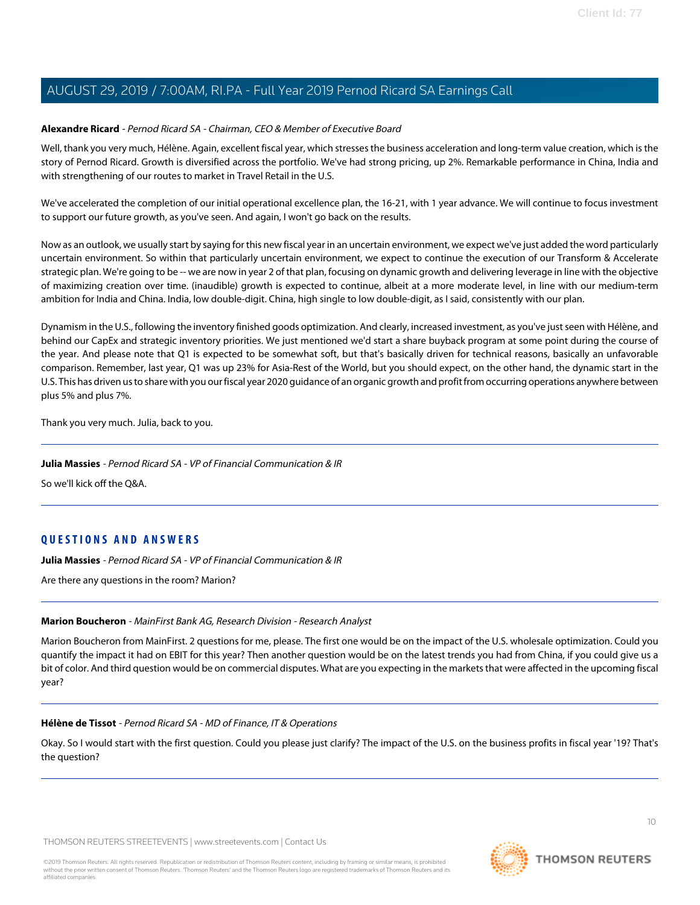**Alexandre Ricard** - *Pernod Ricard SA - Chairman, CEO & Member of Executive Board*

Well, thank you very much, Hélène. Again, excellent fiscal year, which stresses the business acceleration and long-term value creation, which is the story of Pernod Ricard. Growth is diversified across the portfolio. We've had strong pricing, up 2%. Remarkable performance in China, India and with strengthening of our routes to market in Travel Retail in the U.S.

We've accelerated the completion of our initial operational excellence plan, the 16-21, with 1 year advance. We will continue to focus investment to support our future growth, as you've seen. And again, I won't go back on the results.

Now as an outlook, we usually start by saying for this new fiscal year in an uncertain environment, we expect we've just added the word particularly uncertain environment. So within that particularly uncertain environment, we expect to continue the execution of our Transform & Accelerate strategic plan. We're going to be -- we are now in year 2 of that plan, focusing on dynamic growth and delivering leverage in line with the objective of maximizing creation over time. (inaudible) growth is expected to continue, albeit at a more moderate level, in line with our medium-term ambition for India and China. India, low double-digit. China, high single to low double-digit, as I said, consistently with our plan.

Dynamism in the U.S., following the inventory finished goods optimization. And clearly, increased investment, as you've just seen with Hélène, and behind our CapEx and strategic inventory priorities. We just mentioned we'd start a share buyback program at some point during the course of the year. And please note that Q1 is expected to be somewhat soft, but that's basically driven for technical reasons, basically an unfavorable comparison. Remember, last year, Q1 was up 23% for Asia-Rest of the World, but you should expect, on the other hand, the dynamic start in the U.S. This has driven us to share with you our fiscal year 2020 guidance of an organic growth and profit from occurring operations anywhere between plus 5% and plus 7%.

Thank you very much. Julia, back to you.

---

**Julia Massies** - *Pernod Ricard SA - VP of Financial Communication & IR*

So we'll kick off the Q&A.

---

## QUESTIONS AND ANSWERS

**Julia Massies** - *Pernod Ricard SA - VP of Financial Communication & IR*

Are there any questions in the room? Marion?

---

**Marion Boucheron** - *MainFirst Bank AG, Research Division - Research Analyst*

Marion Boucheron from MainFirst. 2 questions for me, please. The first one would be on the impact of the U.S. wholesale optimization. Could you quantify the impact it had on EBIT for this year? Then another question would be on the latest trends you had from China, if you could give us a bit of color. And third question would be on commercial disputes. What are you expecting in the markets that were affected in the upcoming fiscal year?

---

**Hélène de Tissot** - *Pernod Ricard SA - MD of Finance, IT & Operations*

Okay. So I would start with the first question. Could you please just clarify? The impact of the U.S. on the business profits in fiscal year '19? That's the question?

---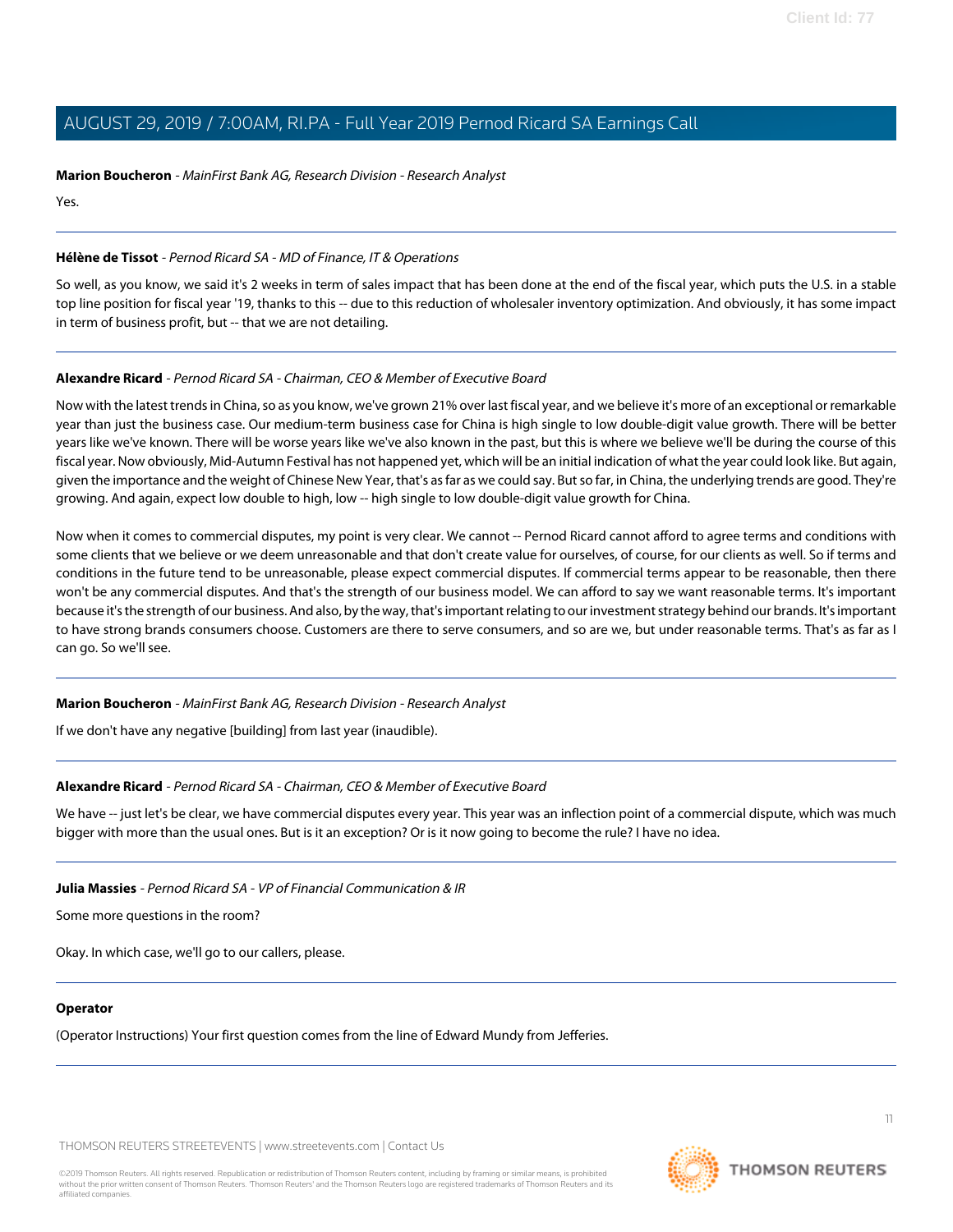**Marion Boucheron** - *MainFirst Bank AG, Research Division - Research Analyst*

Yes.

---

**Hélène de Tissot** - *Pernod Ricard SA - MD of Finance, IT & Operations*

So well, as you know, we said it's 2 weeks in term of sales impact that has been done at the end of the fiscal year, which puts the U.S. in a stable top line position for fiscal year '19, thanks to this -- due to this reduction of wholesaler inventory optimization. And obviously, it has some impact in term of business profit, but -- that we are not detailing.

---

**Alexandre Ricard** - *Pernod Ricard SA - Chairman, CEO & Member of Executive Board*

Now with the latest trends in China, so as you know, we've grown 21% over last fiscal year, and we believe it's more of an exceptional or remarkable year than just the business case. Our medium-term business case for China is high single to low double-digit value growth. There will be better years like we've known. There will be worse years like we've also known in the past, but this is where we believe we'll be during the course of this fiscal year. Now obviously, Mid-Autumn Festival has not happened yet, which will be an initial indication of what the year could look like. But again, given the importance and the weight of Chinese New Year, that's as far as we could say. But so far, in China, the underlying trends are good. They're growing. And again, expect low double to high, low -- high single to low double-digit value growth for China.

Now when it comes to commercial disputes, my point is very clear. We cannot -- Pernod Ricard cannot afford to agree terms and conditions with some clients that we believe or we deem unreasonable and that don't create value for ourselves, of course, for our clients as well. So if terms and conditions in the future tend to be unreasonable, please expect commercial disputes. If commercial terms appear to be reasonable, then there won't be any commercial disputes. And that's the strength of our business model. We can afford to say we want reasonable terms. It's important because it's the strength of our business. And also, by the way, that's important relating to our investment strategy behind our brands. It's important to have strong brands consumers choose. Customers are there to serve consumers, and so are we, but under reasonable terms. That's as far as I can go. So we'll see.

---

**Marion Boucheron** - *MainFirst Bank AG, Research Division - Research Analyst*

If we don't have any negative [building] from last year (inaudible).

---

**Alexandre Ricard** - *Pernod Ricard SA - Chairman, CEO & Member of Executive Board*

We have -- just let's be clear, we have commercial disputes every year. This year was an inflection point of a commercial dispute, which was much bigger with more than the usual ones. But is it an exception? Or is it now going to become the rule? I have no idea.

---

**Julia Massies** - *Pernod Ricard SA - VP of Financial Communication & IR*

Some more questions in the room?

Okay. In which case, we'll go to our callers, please.

---

**Operator**

(Operator Instructions) Your first question comes from the line of Edward Mundy from Jefferies.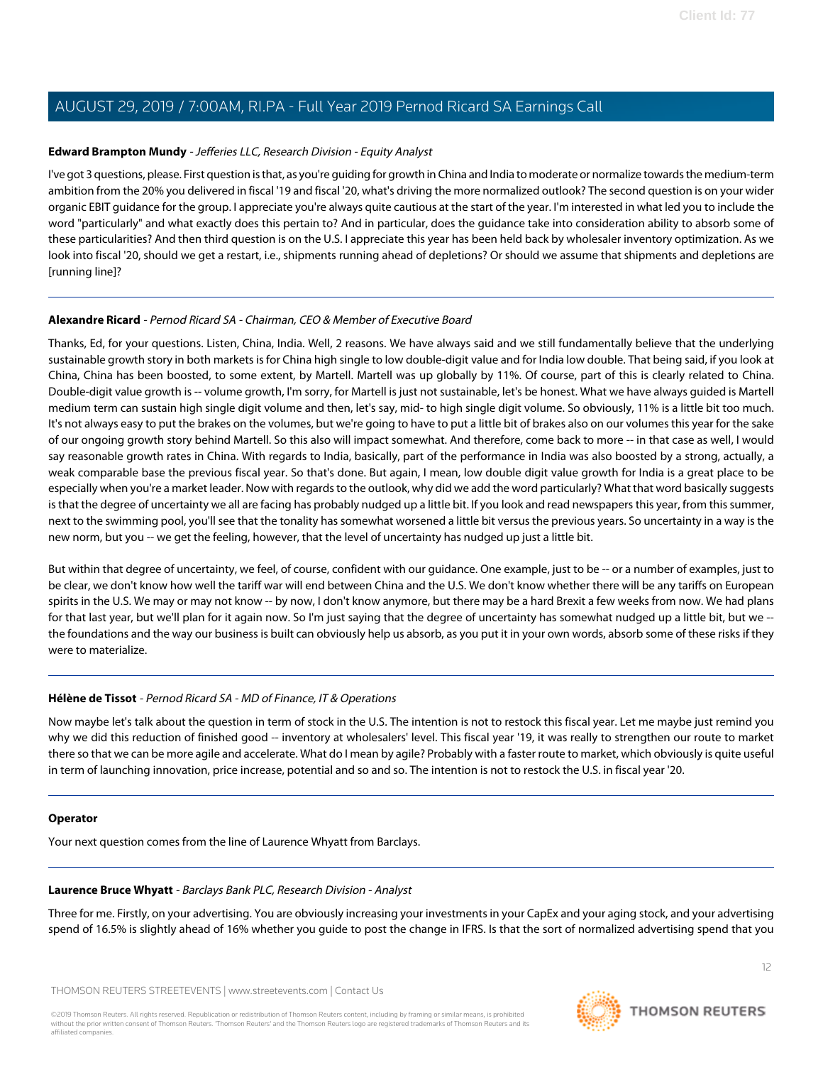**Edward Brampton Mundy** - *Jefferies LLC, Research Division - Equity Analyst*

I've got 3 questions, please. First question is that, as you're guiding for growth in China and India to moderate or normalize towards the medium-term ambition from the 20% you delivered in fiscal '19 and fiscal '20, what's driving the more normalized outlook? The second question is on your wider organic EBIT guidance for the group. I appreciate you're always quite cautious at the start of the year. I'm interested in what led you to include the word "particularly" and what exactly does this pertain to? And in particular, does the guidance take into consideration ability to absorb some of these particularities? And then third question is on the U.S. I appreciate this year has been held back by wholesaler inventory optimization. As we look into fiscal '20, should we get a restart, i.e., shipments running ahead of depletions? Or should we assume that shipments and depletions are [running line]?

---

**Alexandre Ricard** - *Pernod Ricard SA - Chairman, CEO & Member of Executive Board*

Thanks, Ed, for your questions. Listen, China, India. Well, 2 reasons. We have always said and we still fundamentally believe that the underlying sustainable growth story in both markets is for China high single to low double-digit value and for India low double. That being said, if you look at China, China has been boosted, to some extent, by Martell. Martell was up globally by 11%. Of course, part of this is clearly related to China. Double-digit value growth is -- volume growth, I'm sorry, for Martell is just not sustainable, let's be honest. What we have always guided is Martell medium term can sustain high single digit volume and then, let's say, mid- to high single digit volume. So obviously, 11% is a little bit too much. It's not always easy to put the brakes on the volumes, but we're going to have to put a little bit of brakes also on our volumes this year for the sake of our ongoing growth story behind Martell. So this also will impact somewhat. And therefore, come back to more -- in that case as well, I would say reasonable growth rates in China. With regards to India, basically, part of the performance in India was also boosted by a strong, actually, a weak comparable base the previous fiscal year. So that's done. But again, I mean, low double digit value growth for India is a great place to be especially when you're a market leader. Now with regards to the outlook, why did we add the word particularly? What that word basically suggests is that the degree of uncertainty we all are facing has probably nudged up a little bit. If you look and read newspapers this year, from this summer, next to the swimming pool, you'll see that the tonality has somewhat worsened a little bit versus the previous years. So uncertainty in a way is the new norm, but you -- we get the feeling, however, that the level of uncertainty has nudged up just a little bit.

But within that degree of uncertainty, we feel, of course, confident with our guidance. One example, just to be -- or a number of examples, just to be clear, we don't know how well the tariff war will end between China and the U.S. We don't know whether there will be any tariffs on European spirits in the U.S. We may or may not know -- by now, I don't know anymore, but there may be a hard Brexit a few weeks from now. We had plans for that last year, but we'll plan for it again now. So I'm just saying that the degree of uncertainty has somewhat nudged up a little bit, but we -- the foundations and the way our business is built can obviously help us absorb, as you put it in your own words, absorb some of these risks if they were to materialize.

---

**Hélène de Tissot** - *Pernod Ricard SA - MD of Finance, IT & Operations*

Now maybe let's talk about the question in term of stock in the U.S. The intention is not to restock this fiscal year. Let me maybe just remind you why we did this reduction of finished good -- inventory at wholesalers' level. This fiscal year '19, it was really to strengthen our route to market there so that we can be more agile and accelerate. What do I mean by agile? Probably with a faster route to market, which obviously is quite useful in term of launching innovation, price increase, potential and so and so. The intention is not to restock the U.S. in fiscal year '20.

---

**Operator**

Your next question comes from the line of Laurence Whyatt from Barclays.

---

**Laurence Bruce Whyatt** - *Barclays Bank PLC, Research Division - Analyst*

Three for me. Firstly, on your advertising. You are obviously increasing your investments in your CapEx and your aging stock, and your advertising spend of 16.5% is slightly ahead of 16% whether you guide to post the change in IFRS. Is that the sort of normalized advertising spend that you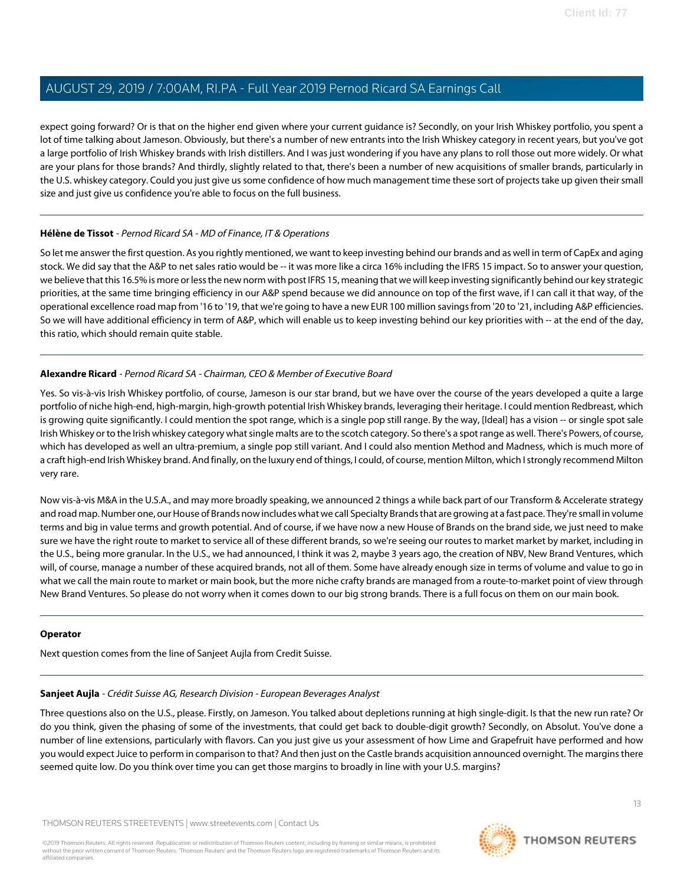expect going forward? Or is that on the higher end given where your current guidance is? Secondly, on your Irish Whiskey portfolio, you spent a lot of time talking about Jameson. Obviously, but there's a number of new entrants into the Irish Whiskey category in recent years, but you've got a large portfolio of Irish Whiskey brands with Irish distillers. And I was just wondering if you have any plans to roll those out more widely. Or what are your plans for those brands? And thirdly, slightly related to that, there's been a number of new acquisitions of smaller brands, particularly in the U.S. whiskey category. Could you just give us some confidence of how much management time these sort of projects take up given their small size and just give us confidence you're able to focus on the full business.

---

**Hélène de Tissot** - *Pernod Ricard SA - MD of Finance, IT & Operations*

So let me answer the first question. As you rightly mentioned, we want to keep investing behind our brands and as well in term of CapEx and aging stock. We did say that the A&P to net sales ratio would be -- it was more like a circa 16% including the IFRS 15 impact. So to answer your question, we believe that this 16.5% is more or less the new norm with post IFRS 15, meaning that we will keep investing significantly behind our key strategic priorities, at the same time bringing efficiency in our A&P spend because we did announce on top of the first wave, if I can call it that way, of the operational excellence road map from '16 to '19, that we're going to have a new EUR 100 million savings from '20 to '21, including A&P efficiencies. So we will have additional efficiency in term of A&P, which will enable us to keep investing behind our key priorities with -- at the end of the day, this ratio, which should remain quite stable.

---

**Alexandre Ricard** - *Pernod Ricard SA - Chairman, CEO & Member of Executive Board*

Yes. So vis-à-vis Irish Whiskey portfolio, of course, Jameson is our star brand, but we have over the course of the years developed a quite a large portfolio of niche high-end, high-margin, high-growth potential Irish Whiskey brands, leveraging their heritage. I could mention Redbreast, which is growing quite significantly. I could mention the spot range, which is a single pop still range. By the way, [Ideal] has a vision -- or single spot sale Irish Whiskey or to the Irish whiskey category what single malts are to the scotch category. So there's a spot range as well. There's Powers, of course, which has developed as well an ultra-premium, a single pop still variant. And I could also mention Method and Madness, which is much more of a craft high-end Irish Whiskey brand. And finally, on the luxury end of things, I could, of course, mention Milton, which I strongly recommend Milton very rare.

Now vis-à-vis M&A in the U.S.A., and may more broadly speaking, we announced 2 things a while back part of our Transform & Accelerate strategy and road map. Number one, our House of Brands now includes what we call Specialty Brands that are growing at a fast pace. They're small in volume terms and big in value terms and growth potential. And of course, if we have now a new House of Brands on the brand side, we just need to make sure we have the right route to market to service all of these different brands, so we're seeing our routes to market market by market, including in the U.S., being more granular. In the U.S., we had announced, I think it was 2, maybe 3 years ago, the creation of NBV, New Brand Ventures, which will, of course, manage a number of these acquired brands, not all of them. Some have already enough size in terms of volume and value to go in what we call the main route to market or main book, but the more niche crafty brands are managed from a route-to-market point of view through New Brand Ventures. So please do not worry when it comes down to our big strong brands. There is a full focus on them on our main book.

---

**Operator**

Next question comes from the line of Sanjeet Aujla from Credit Suisse.

---

**Sanjeet Aujla** - *Crédit Suisse AG, Research Division - European Beverages Analyst*

Three questions also on the U.S., please. Firstly, on Jameson. You talked about depletions running at high single-digit. Is that the new run rate? Or do you think, given the phasing of some of the investments, that could get back to double-digit growth? Secondly, on Absolut. You've done a number of line extensions, particularly with flavors. Can you just give us your assessment of how Lime and Grapefruit have performed and how you would expect Juice to perform in comparison to that? And then just on the Castle brands acquisition announced overnight. The margins there seemed quite low. Do you think over time you can get those margins to broadly in line with your U.S. margins?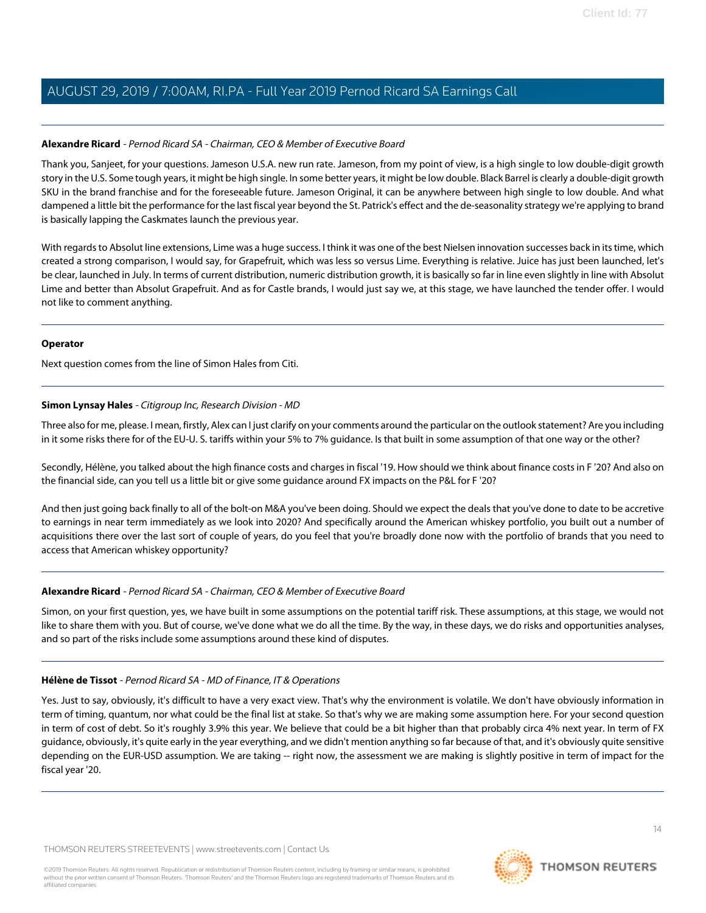**Alexandre Ricard** - *Pernod Ricard SA - Chairman, CEO & Member of Executive Board*

Thank you, Sanjeet, for your questions. Jameson U.S.A. new run rate. Jameson, from my point of view, is a high single to low double-digit growth story in the U.S. Some tough years, it might be high single. In some better years, it might be low double. Black Barrel is clearly a double-digit growth SKU in the brand franchise and for the foreseeable future. Jameson Original, it can be anywhere between high single to low double. And what dampened a little bit the performance for the last fiscal year beyond the St. Patrick's effect and the de-seasonality strategy we're applying to brand is basically lapping the Caskmates launch the previous year.

With regards to Absolut line extensions, Lime was a huge success. I think it was one of the best Nielsen innovation successes back in its time, which created a strong comparison, I would say, for Grapefruit, which was less so versus Lime. Everything is relative. Juice has just been launched, let's be clear, launched in July. In terms of current distribution, numeric distribution growth, it is basically so far in line even slightly in line with Absolut Lime and better than Absolut Grapefruit. And as for Castle brands, I would just say we, at this stage, we have launched the tender offer. I would not like to comment anything.

**Operator**

Next question comes from the line of Simon Hales from Citi.

**Simon Lynsay Hales** - *Citigroup Inc, Research Division - MD*

Three also for me, please. I mean, firstly, Alex can I just clarify on your comments around the particular on the outlook statement? Are you including in it some risks there for of the EU-U. S. tariffs within your 5% to 7% guidance. Is that built in some assumption of that one way or the other?

Secondly, Hélène, you talked about the high finance costs and charges in fiscal '19. How should we think about finance costs in F '20? And also on the financial side, can you tell us a little bit or give some guidance around FX impacts on the P&L for F '20?

And then just going back finally to all of the bolt-on M&A you've been doing. Should we expect the deals that you've done to date to be accretive to earnings in near term immediately as we look into 2020? And specifically around the American whiskey portfolio, you built out a number of acquisitions there over the last sort of couple of years, do you feel that you're broadly done now with the portfolio of brands that you need to access that American whiskey opportunity?

**Alexandre Ricard** - *Pernod Ricard SA - Chairman, CEO & Member of Executive Board*

Simon, on your first question, yes, we have built in some assumptions on the potential tariff risk. These assumptions, at this stage, we would not like to share them with you. But of course, we've done what we do all the time. By the way, in these days, we do risks and opportunities analyses, and so part of the risks include some assumptions around these kind of disputes.

**Hélène de Tissot** - *Pernod Ricard SA - MD of Finance, IT & Operations*

Yes. Just to say, obviously, it's difficult to have a very exact view. That's why the environment is volatile. We don't have obviously information in term of timing, quantum, nor what could be the final list at stake. So that's why we are making some assumption here. For your second question in term of cost of debt. So it's roughly 3.9% this year. We believe that could be a bit higher than that probably circa 4% next year. In term of FX guidance, obviously, it's quite early in the year everything, and we didn't mention anything so far because of that, and it's obviously quite sensitive depending on the EUR-USD assumption. We are taking -- right now, the assessment we are making is slightly positive in term of impact for the fiscal year '20.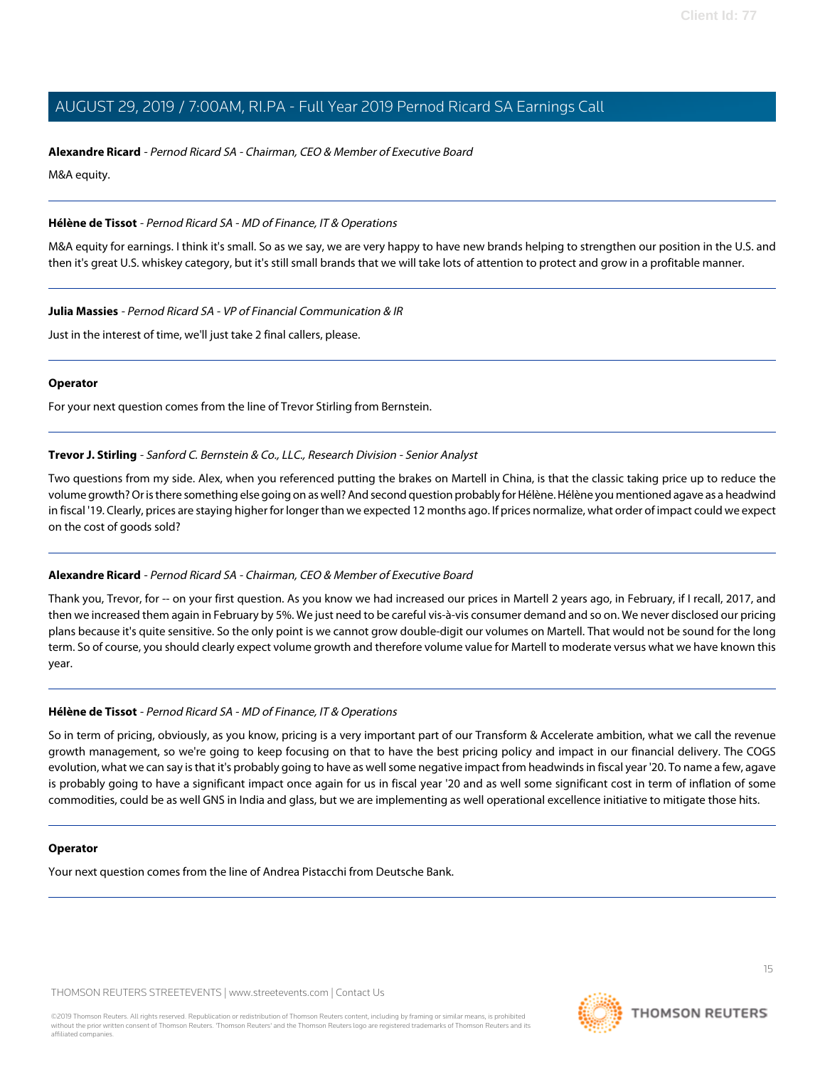**Alexandre Ricard** - *Pernod Ricard SA - Chairman, CEO & Member of Executive Board*

M&A equity.

---

**Hélène de Tissot** - *Pernod Ricard SA - MD of Finance, IT & Operations*

M&A equity for earnings. I think it's small. So as we say, we are very happy to have new brands helping to strengthen our position in the U.S. and then it's great U.S. whiskey category, but it's still small brands that we will take lots of attention to protect and grow in a profitable manner.

---

**Julia Massies** - *Pernod Ricard SA - VP of Financial Communication & IR*

Just in the interest of time, we'll just take 2 final callers, please.

---

**Operator**

For your next question comes from the line of Trevor Stirling from Bernstein.

---

**Trevor J. Stirling** - *Sanford C. Bernstein & Co., LLC., Research Division - Senior Analyst*

Two questions from my side. Alex, when you referenced putting the brakes on Martell in China, is that the classic taking price up to reduce the volume growth? Or is there something else going on as well? And second question probably for Hélène. Hélène you mentioned agave as a headwind in fiscal '19. Clearly, prices are staying higher for longer than we expected 12 months ago. If prices normalize, what order of impact could we expect on the cost of goods sold?

---

**Alexandre Ricard** - *Pernod Ricard SA - Chairman, CEO & Member of Executive Board*

Thank you, Trevor, for -- on your first question. As you know we had increased our prices in Martell 2 years ago, in February, if I recall, 2017, and then we increased them again in February by 5%. We just need to be careful vis-à-vis consumer demand and so on. We never disclosed our pricing plans because it's quite sensitive. So the only point is we cannot grow double-digit our volumes on Martell. That would not be sound for the long term. So of course, you should clearly expect volume growth and therefore volume value for Martell to moderate versus what we have known this year.

---

**Hélène de Tissot** - *Pernod Ricard SA - MD of Finance, IT & Operations*

So in term of pricing, obviously, as you know, pricing is a very important part of our Transform & Accelerate ambition, what we call the revenue growth management, so we're going to keep focusing on that to have the best pricing policy and impact in our financial delivery. The COGS evolution, what we can say is that it's probably going to have as well some negative impact from headwinds in fiscal year '20. To name a few, agave is probably going to have a significant impact once again for us in fiscal year '20 and as well some significant cost in term of inflation of some commodities, could be as well GNS in India and glass, but we are implementing as well operational excellence initiative to mitigate those hits.

---

**Operator**

Your next question comes from the line of Andrea Pistacchi from Deutsche Bank.

---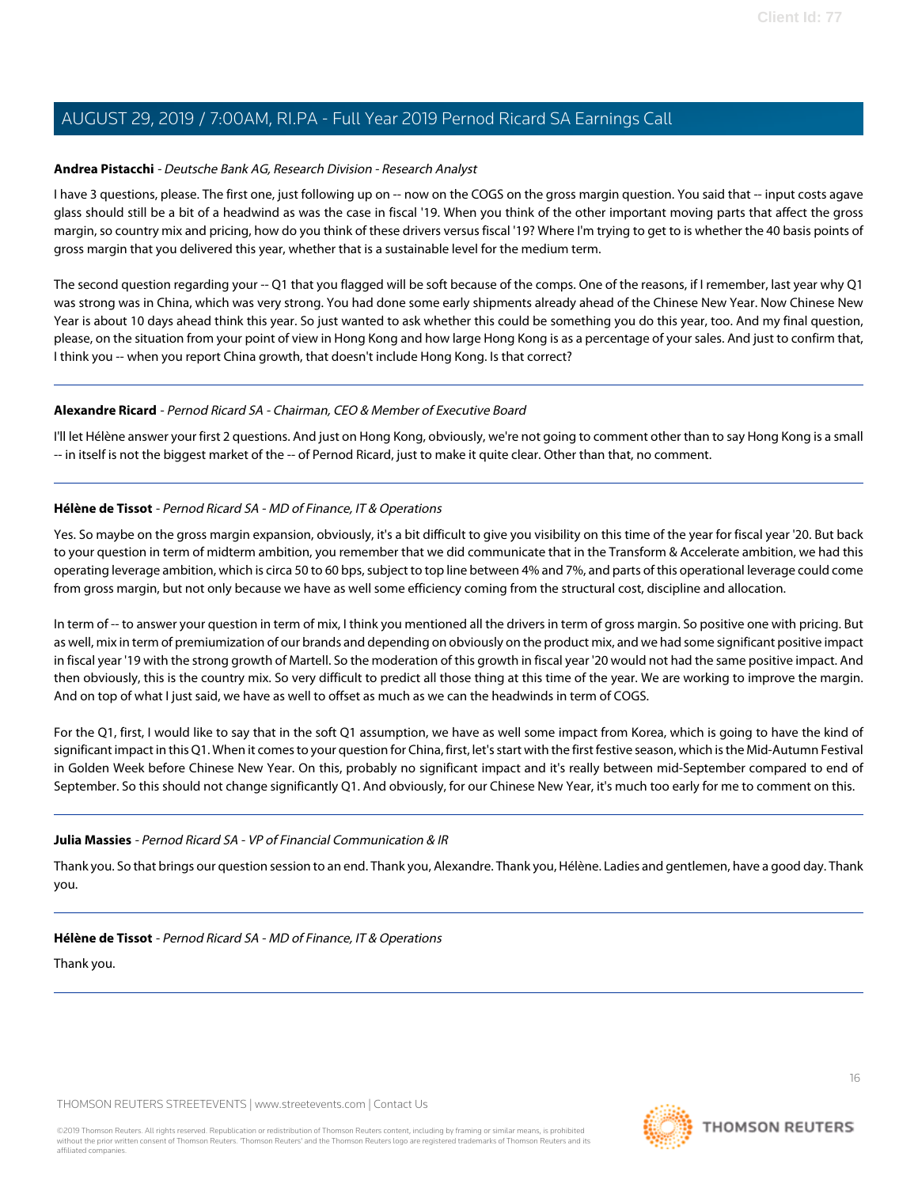**Andrea Pistacchi** - *Deutsche Bank AG, Research Division - Research Analyst*

I have 3 questions, please. The first one, just following up on -- now on the COGS on the gross margin question. You said that -- input costs agave glass should still be a bit of a headwind as was the case in fiscal '19. When you think of the other important moving parts that affect the gross margin, so country mix and pricing, how do you think of these drivers versus fiscal '19? Where I'm trying to get to is whether the 40 basis points of gross margin that you delivered this year, whether that is a sustainable level for the medium term.

The second question regarding your -- Q1 that you flagged will be soft because of the comps. One of the reasons, if I remember, last year why Q1 was strong was in China, which was very strong. You had done some early shipments already ahead of the Chinese New Year. Now Chinese New Year is about 10 days ahead think this year. So just wanted to ask whether this could be something you do this year, too. And my final question, please, on the situation from your point of view in Hong Kong and how large Hong Kong is as a percentage of your sales. And just to confirm that, I think you -- when you report China growth, that doesn't include Hong Kong. Is that correct?

---

**Alexandre Ricard** - *Pernod Ricard SA - Chairman, CEO & Member of Executive Board*

I'll let Hélène answer your first 2 questions. And just on Hong Kong, obviously, we're not going to comment other than to say Hong Kong is a small -- in itself is not the biggest market of the -- of Pernod Ricard, just to make it quite clear. Other than that, no comment.

---

**Hélène de Tissot** - *Pernod Ricard SA - MD of Finance, IT & Operations*

Yes. So maybe on the gross margin expansion, obviously, it's a bit difficult to give you visibility on this time of the year for fiscal year '20. But back to your question in term of midterm ambition, you remember that we did communicate that in the Transform & Accelerate ambition, we had this operating leverage ambition, which is circa 50 to 60 bps, subject to top line between 4% and 7%, and parts of this operational leverage could come from gross margin, but not only because we have as well some efficiency coming from the structural cost, discipline and allocation.

In term of -- to answer your question in term of mix, I think you mentioned all the drivers in term of gross margin. So positive one with pricing. But as well, mix in term of premiumization of our brands and depending on obviously on the product mix, and we had some significant positive impact in fiscal year '19 with the strong growth of Martell. So the moderation of this growth in fiscal year '20 would not had the same positive impact. And then obviously, this is the country mix. So very difficult to predict all those thing at this time of the year. We are working to improve the margin. And on top of what I just said, we have as well to offset as much as we can the headwinds in term of COGS.

For the Q1, first, I would like to say that in the soft Q1 assumption, we have as well some impact from Korea, which is going to have the kind of significant impact in this Q1. When it comes to your question for China, first, let's start with the first festive season, which is the Mid-Autumn Festival in Golden Week before Chinese New Year. On this, probably no significant impact and it's really between mid-September compared to end of September. So this should not change significantly Q1. And obviously, for our Chinese New Year, it's much too early for me to comment on this.

---

**Julia Massies** - *Pernod Ricard SA - VP of Financial Communication & IR*

Thank you. So that brings our question session to an end. Thank you, Alexandre. Thank you, Hélène. Ladies and gentlemen, have a good day. Thank you.

---

**Hélène de Tissot** - *Pernod Ricard SA - MD of Finance, IT & Operations*

Thank you.

---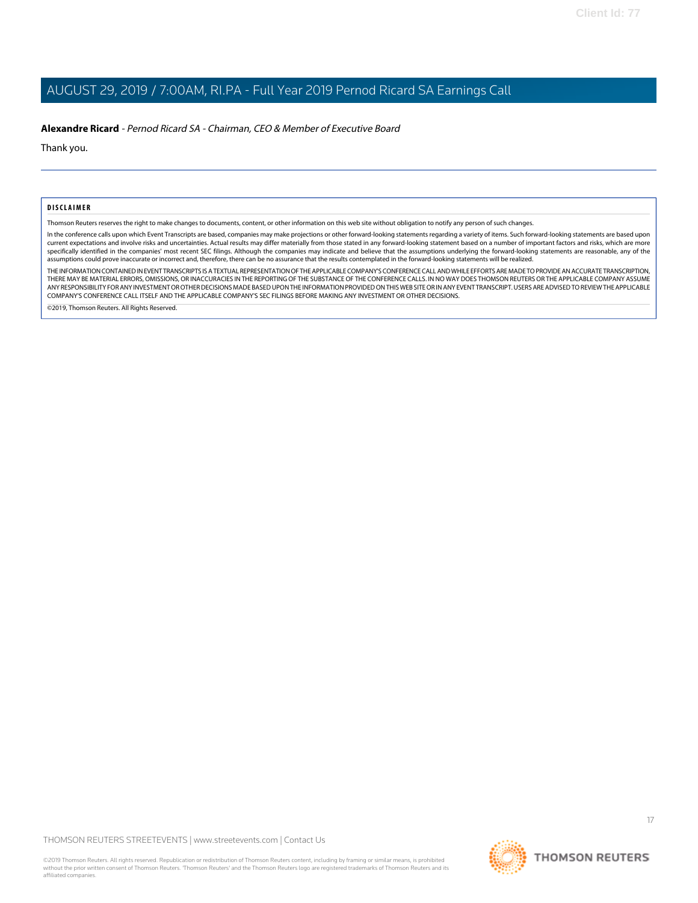**Alexandre Ricard** - *Pernod Ricard SA - Chairman, CEO & Member of Executive Board*

Thank you.

---

**DISCLAIMER**

Thomson Reuters reserves the right to make changes to documents, content, or other information on this web site without obligation to notify any person of such changes.

In the conference calls upon which Event Transcripts are based, companies may make projections or other forward-looking statements regarding a variety of items. Such forward-looking statements are based upon current expectations and involve risks and uncertainties. Actual results may differ materially from those stated in any forward-looking statement based on a number of important factors and risks, which are more specifically identified in the companies' most recent SEC filings. Although the companies may indicate and believe that the assumptions underlying the forward-looking statements are reasonable, any of the assumptions could prove inaccurate or incorrect and, therefore, there can be no assurance that the results contemplated in the forward-looking statements will be realized.

THE INFORMATION CONTAINED IN EVENT TRANSCRIPTS IS A TEXTUAL REPRESENTATION OF THE APPLICABLE COMPANY'S CONFERENCE CALL AND WHILE EFFORTS ARE MADE TO PROVIDE AN ACCURATE TRANSCRIPTION, THERE MAY BE MATERIAL ERRORS, OMISSIONS, OR INACCURACIES IN THE REPORTING OF THE SUBSTANCE OF THE CONFERENCE CALLS. IN NO WAY DOES THOMSON REUTERS OR THE APPLICABLE COMPANY ASSUME ANY RESPONSIBILITY FOR ANY INVESTMENT OR OTHER DECISIONS MADE BASED UPON THE INFORMATION PROVIDED ON THIS WEB SITE OR IN ANY EVENT TRANSCRIPT. USERS ARE ADVISED TO REVIEW THE APPLICABLE COMPANY'S CONFERENCE CALL ITSELF AND THE APPLICABLE COMPANY'S SEC FILINGS BEFORE MAKING ANY INVESTMENT OR OTHER DECISIONS.

©2019, Thomson Reuters. All Rights Reserved.